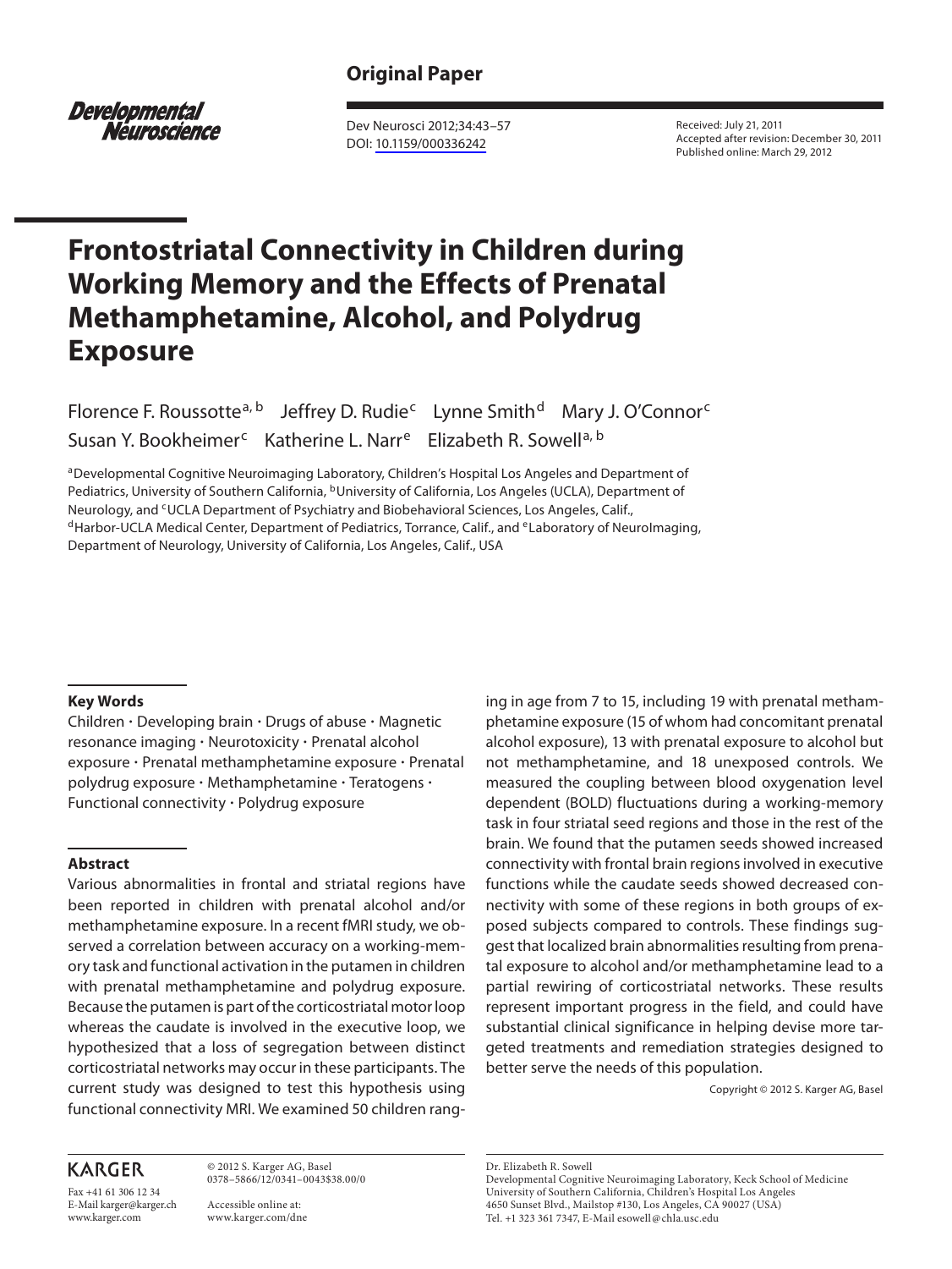**Original Paper**

Developmental Neuroscience

Dev Neurosci 2012;34:43–57
DOI: 10.1159/000336242

Received: July 21, 2011
Accepted after revision: December 30, 2011
Published online: March 29, 2012

# Frontostriatal Connectivity in Children during Working Memory and the Effects of Prenatal Methamphetamine, Alcohol, and Polydrug Exposure

Florence F. Roussotte[a, b] Jeffrey D. Rudie[c] Lynne Smith[d] Mary J. O'Connor[c] Susan Y. Bookheimer[c] Katherine L. Narr[e] Elizabeth R. Sowell[a, b]

[a]Developmental Cognitive Neuroimaging Laboratory, Children's Hospital Los Angeles and Department of Pediatrics, University of Southern California, [b]University of California, Los Angeles (UCLA), Department of Neurology, and [c]UCLA Department of Psychiatry and Biobehavioral Sciences, Los Angeles, Calif., [d]Harbor-UCLA Medical Center, Department of Pediatrics, Torrance, Calif., and [e]Laboratory of NeuroImaging, Department of Neurology, University of California, Los Angeles, Calif., USA

#### Key Words

Children · Developing brain · Drugs of abuse · Magnetic resonance imaging · Neurotoxicity · Prenatal alcohol exposure · Prenatal methamphetamine exposure · Prenatal polydrug exposure · Methamphetamine · Teratogens · Functional connectivity · Polydrug exposure

#### Abstract

Various abnormalities in frontal and striatal regions have been reported in children with prenatal alcohol and/or methamphetamine exposure. In a recent fMRI study, we observed a correlation between accuracy on a working-memory task and functional activation in the putamen in children with prenatal methamphetamine and polydrug exposure. Because the putamen is part of the corticostriatal motor loop whereas the caudate is involved in the executive loop, we hypothesized that a loss of segregation between distinct corticostriatal networks may occur in these participants. The current study was designed to test this hypothesis using functional connectivity MRI. We examined 50 children ranging in age from 7 to 15, including 19 with prenatal methamphetamine exposure (15 of whom had concomitant prenatal alcohol exposure), 13 with prenatal exposure to alcohol but not methamphetamine, and 18 unexposed controls. We measured the coupling between blood oxygenation level dependent (BOLD) fluctuations during a working-memory task in four striatal seed regions and those in the rest of the brain. We found that the putamen seeds showed increased connectivity with frontal brain regions involved in executive functions while the caudate seeds showed decreased connectivity with some of these regions in both groups of exposed subjects compared to controls. These findings suggest that localized brain abnormalities resulting from prenatal exposure to alcohol and/or methamphetamine lead to a partial rewiring of corticostriatal networks. These results represent important progress in the field, and could have substantial clinical significance in helping devise more targeted treatments and remediation strategies designed to better serve the needs of this population.

Copyright © 2012 S. Karger AG, Basel

KARGER

Fax +41 61 306 12 34
E-Mail karger@karger.ch
www.karger.com

© 2012 S. Karger AG, Basel
0378–5866/12/0341–0043$38.00/0

Accessible online at:
www.karger.com/dne

Dr. Elizabeth R. Sowell
Developmental Cognitive Neuroimaging Laboratory, Keck School of Medicine
University of Southern California, Children's Hospital Los Angeles
4650 Sunset Blvd., Mailstop #130, Los Angeles, CA 90027 (USA)
Tel. +1 323 361 7347, E-Mail esowell@chla.usc.edu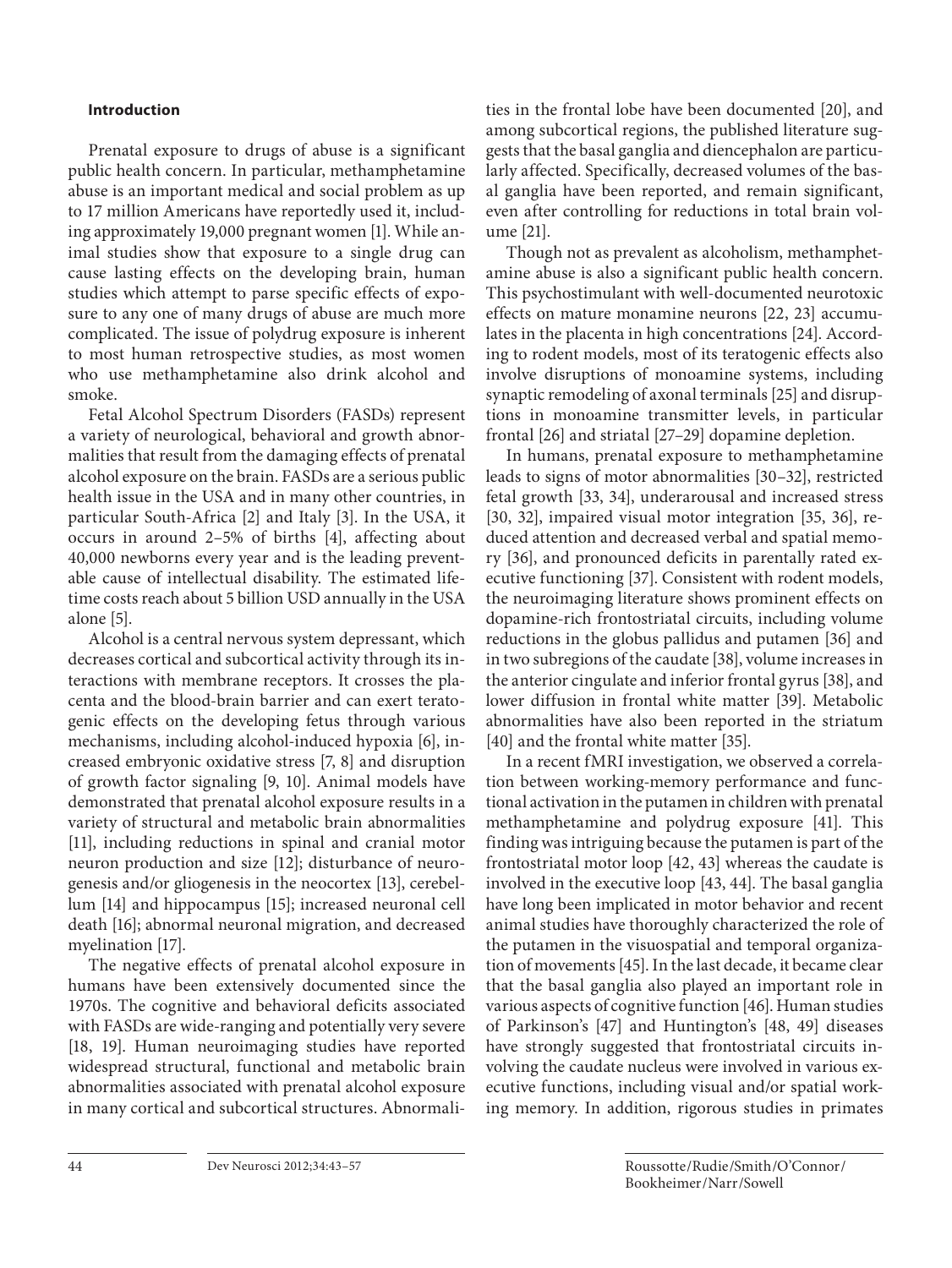### Introduction

Prenatal exposure to drugs of abuse is a significant public health concern. In particular, methamphetamine abuse is an important medical and social problem as up to 17 million Americans have reportedly used it, including approximately 19,000 pregnant women [1]. While animal studies show that exposure to a single drug can cause lasting effects on the developing brain, human studies which attempt to parse specific effects of exposure to any one of many drugs of abuse are much more complicated. The issue of polydrug exposure is inherent to most human retrospective studies, as most women who use methamphetamine also drink alcohol and smoke.

Fetal Alcohol Spectrum Disorders (FASDs) represent a variety of neurological, behavioral and growth abnormalities that result from the damaging effects of prenatal alcohol exposure on the brain. FASDs are a serious public health issue in the USA and in many other countries, in particular South-Africa [2] and Italy [3]. In the USA, it occurs in around 2–5% of births [4], affecting about 40,000 newborns every year and is the leading preventable cause of intellectual disability. The estimated lifetime costs reach about 5 billion USD annually in the USA alone [5].

Alcohol is a central nervous system depressant, which decreases cortical and subcortical activity through its interactions with membrane receptors. It crosses the placenta and the blood-brain barrier and can exert teratogenic effects on the developing fetus through various mechanisms, including alcohol-induced hypoxia [6], increased embryonic oxidative stress [7, 8] and disruption of growth factor signaling [9, 10]. Animal models have demonstrated that prenatal alcohol exposure results in a variety of structural and metabolic brain abnormalities [11], including reductions in spinal and cranial motor neuron production and size [12]; disturbance of neurogenesis and/or gliogenesis in the neocortex [13], cerebellum [14] and hippocampus [15]; increased neuronal cell death [16]; abnormal neuronal migration, and decreased myelination [17].

The negative effects of prenatal alcohol exposure in humans have been extensively documented since the 1970s. The cognitive and behavioral deficits associated with FASDs are wide-ranging and potentially very severe [18, 19]. Human neuroimaging studies have reported widespread structural, functional and metabolic brain abnormalities associated with prenatal alcohol exposure in many cortical and subcortical structures. Abnormalities in the frontal lobe have been documented [20], and among subcortical regions, the published literature suggests that the basal ganglia and diencephalon are particularly affected. Specifically, decreased volumes of the basal ganglia have been reported, and remain significant, even after controlling for reductions in total brain volume [21].

Though not as prevalent as alcoholism, methamphetamine abuse is also a significant public health concern. This psychostimulant with well-documented neurotoxic effects on mature monamine neurons [22, 23] accumulates in the placenta in high concentrations [24]. According to rodent models, most of its teratogenic effects also involve disruptions of monoamine systems, including synaptic remodeling of axonal terminals [25] and disruptions in monoamine transmitter levels, in particular frontal [26] and striatal [27–29] dopamine depletion.

In humans, prenatal exposure to methamphetamine leads to signs of motor abnormalities [30–32], restricted fetal growth [33, 34], underarousal and increased stress [30, 32], impaired visual motor integration [35, 36], reduced attention and decreased verbal and spatial memory [36], and pronounced deficits in parentally rated executive functioning [37]. Consistent with rodent models, the neuroimaging literature shows prominent effects on dopamine-rich frontostriatal circuits, including volume reductions in the globus pallidus and putamen [36] and in two subregions of the caudate [38], volume increases in the anterior cingulate and inferior frontal gyrus [38], and lower diffusion in frontal white matter [39]. Metabolic abnormalities have also been reported in the striatum [40] and the frontal white matter [35].

In a recent fMRI investigation, we observed a correlation between working-memory performance and functional activation in the putamen in children with prenatal methamphetamine and polydrug exposure [41]. This finding was intriguing because the putamen is part of the frontostriatal motor loop [42, 43] whereas the caudate is involved in the executive loop [43, 44]. The basal ganglia have long been implicated in motor behavior and recent animal studies have thoroughly characterized the role of the putamen in the visuospatial and temporal organization of movements [45]. In the last decade, it became clear that the basal ganglia also played an important role in various aspects of cognitive function [46]. Human studies of Parkinson's [47] and Huntington's [48, 49] diseases have strongly suggested that frontostriatal circuits involving the caudate nucleus were involved in various executive functions, including visual and/or spatial working memory. In addition, rigorous studies in primates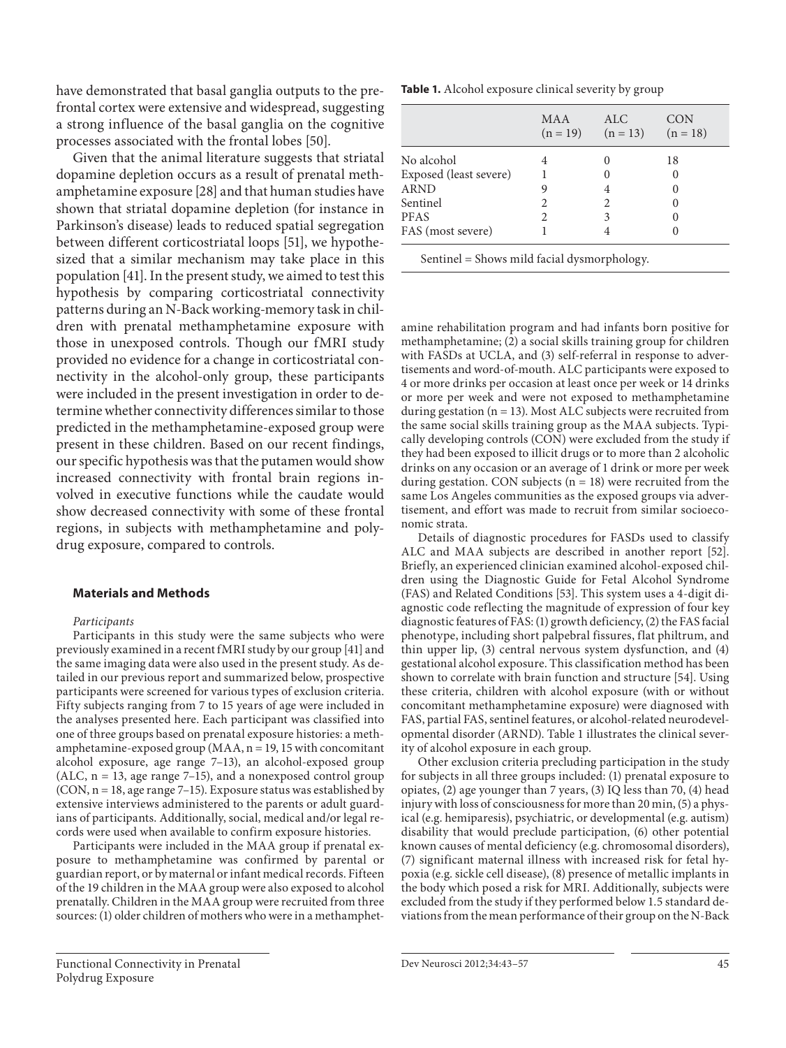have demonstrated that basal ganglia outputs to the prefrontal cortex were extensive and widespread, suggesting a strong influence of the basal ganglia on the cognitive processes associated with the frontal lobes [50].

Given that the animal literature suggests that striatal dopamine depletion occurs as a result of prenatal methamphetamine exposure [28] and that human studies have shown that striatal dopamine depletion (for instance in Parkinson's disease) leads to reduced spatial segregation between different corticostriatal loops [51], we hypothesized that a similar mechanism may take place in this population [41]. In the present study, we aimed to test this hypothesis by comparing corticostriatal connectivity patterns during an N-Back working-memory task in children with prenatal methamphetamine exposure with those in unexposed controls. Though our fMRI study provided no evidence for a change in corticostriatal connectivity in the alcohol-only group, these participants were included in the present investigation in order to determine whether connectivity differences similar to those predicted in the methamphetamine-exposed group were present in these children. Based on our recent findings, our specific hypothesis was that the putamen would show increased connectivity with frontal brain regions involved in executive functions while the caudate would show decreased connectivity with some of these frontal regions, in subjects with methamphetamine and polydrug exposure, compared to controls.

## Materials and Methods

*Participants*

Participants in this study were the same subjects who were previously examined in a recent fMRI study by our group [41] and the same imaging data were also used in the present study. As detailed in our previous report and summarized below, prospective participants were screened for various types of exclusion criteria. Fifty subjects ranging from 7 to 15 years of age were included in the analyses presented here. Each participant was classified into one of three groups based on prenatal exposure histories: a methamphetamine-exposed group (MAA, n = 19, 15 with concomitant alcohol exposure, age range 7–13), an alcohol-exposed group (ALC, n = 13, age range 7–15), and a nonexposed control group (CON, n = 18, age range 7–15). Exposure status was established by extensive interviews administered to the parents or adult guardians of participants. Additionally, social, medical and/or legal records were used when available to confirm exposure histories.

Participants were included in the MAA group if prenatal exposure to methamphetamine was confirmed by parental or guardian report, or by maternal or infant medical records. Fifteen of the 19 children in the MAA group were also exposed to alcohol prenatally. Children in the MAA group were recruited from three sources: (1) older children of mothers who were in a methamphetamine rehabilitation program and had infants born positive for methamphetamine; (2) a social skills training group for children with FASDs at UCLA, and (3) self-referral in response to advertisements and word-of-mouth. ALC participants were exposed to 4 or more drinks per occasion at least once per week or 14 drinks or more per week and were not exposed to methamphetamine during gestation (n = 13). Most ALC subjects were recruited from the same social skills training group as the MAA subjects. Typically developing controls (CON) were excluded from the study if they had been exposed to illicit drugs or to more than 2 alcoholic drinks on any occasion or an average of 1 drink or more per week during gestation. CON subjects (n = 18) were recruited from the same Los Angeles communities as the exposed groups via advertisement, and effort was made to recruit from similar socioeconomic strata.

**Table 1.** Alcohol exposure clinical severity by group

| | MAA (n = 19) | ALC (n = 13) | CON (n = 18) |
|---|---|---|---|
| No alcohol | 4 | 0 | 18 |
| Exposed (least severe) | 1 | 0 | 0 |
| ARND | 9 | 4 | 0 |
| Sentinel | 2 | 2 | 0 |
| PFAS | 2 | 3 | 0 |
| FAS (most severe) | 1 | 4 | 0 |

Sentinel = Shows mild facial dysmorphology.

Details of diagnostic procedures for FASDs used to classify ALC and MAA subjects are described in another report [52]. Briefly, an experienced clinician examined alcohol-exposed children using the Diagnostic Guide for Fetal Alcohol Syndrome (FAS) and Related Conditions [53]. This system uses a 4-digit diagnostic code reflecting the magnitude of expression of four key diagnostic features of FAS: (1) growth deficiency, (2) the FAS facial phenotype, including short palpebral fissures, flat philtrum, and thin upper lip, (3) central nervous system dysfunction, and (4) gestational alcohol exposure. This classification method has been shown to correlate with brain function and structure [54]. Using these criteria, children with alcohol exposure (with or without concomitant methamphetamine exposure) were diagnosed with FAS, partial FAS, sentinel features, or alcohol-related neurodevelopmental disorder (ARND). Table 1 illustrates the clinical severity of alcohol exposure in each group.

Other exclusion criteria precluding participation in the study for subjects in all three groups included: (1) prenatal exposure to opiates, (2) age younger than 7 years, (3) IQ less than 70, (4) head injury with loss of consciousness for more than 20 min, (5) a physical (e.g. hemiparesis), psychiatric, or developmental (e.g. autism) disability that would preclude participation, (6) other potential known causes of mental deficiency (e.g. chromosomal disorders), (7) significant maternal illness with increased risk for fetal hypoxia (e.g. sickle cell disease), (8) presence of metallic implants in the body which posed a risk for MRI. Additionally, subjects were excluded from the study if they performed below 1.5 standard deviations from the mean performance of their group on the N-Back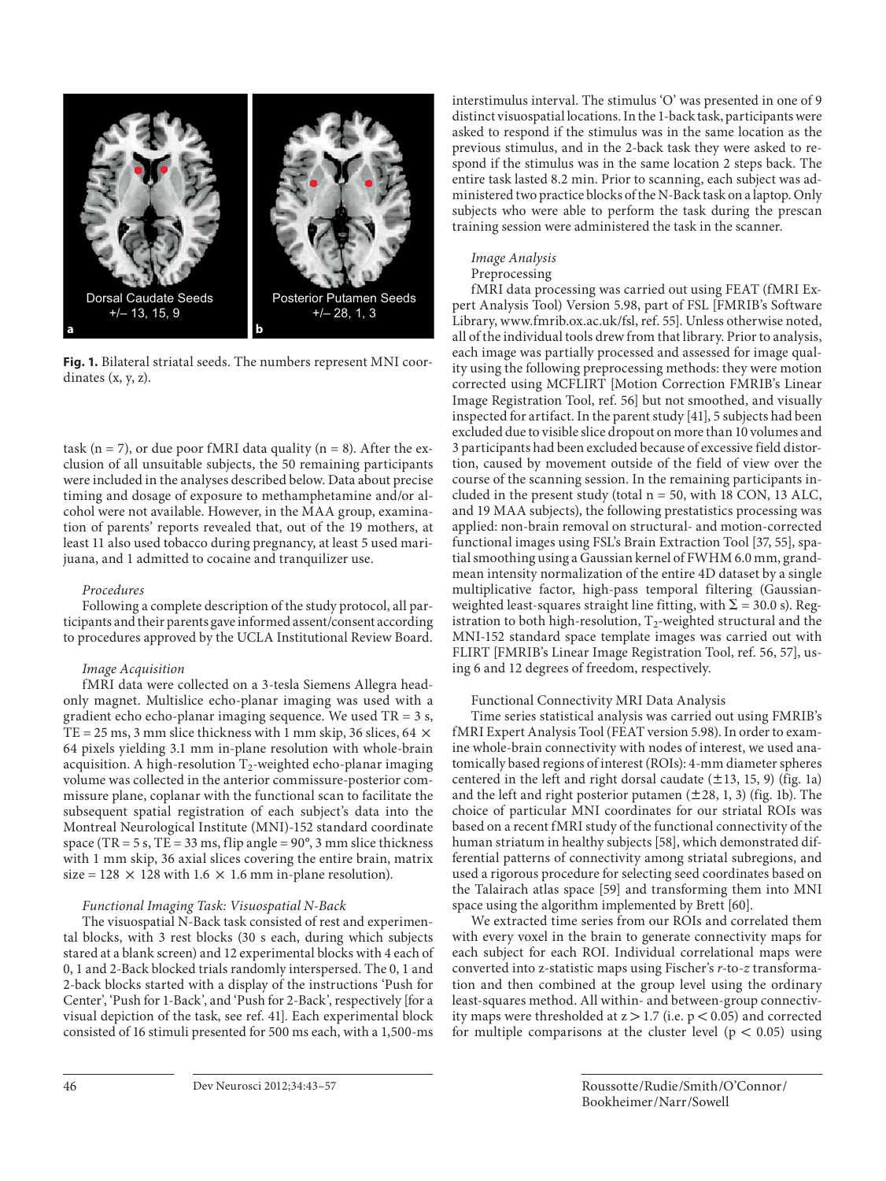Dorsal Caudate Seeds +/– 13, 15, 9

Posterior Putamen Seeds +/– 28, 1, 3

**Fig. 1.** Bilateral striatal seeds. The numbers represent MNI coordinates (x, y, z).

task (n = 7), or due poor fMRI data quality (n = 8). After the exclusion of all unsuitable subjects, the 50 remaining participants were included in the analyses described below. Data about precise timing and dosage of exposure to methamphetamine and/or alcohol were not available. However, in the MAA group, examination of parents' reports revealed that, out of the 19 mothers, at least 11 also used tobacco during pregnancy, at least 5 used marijuana, and 1 admitted to cocaine and tranquilizer use.

*Procedures*

Following a complete description of the study protocol, all participants and their parents gave informed assent/consent according to procedures approved by the UCLA Institutional Review Board.

*Image Acquisition*

fMRI data were collected on a 3-tesla Siemens Allegra head-only magnet. Multislice echo-planar imaging was used with a gradient echo echo-planar imaging sequence. We used TR = 3 s, TE = 25 ms, 3 mm slice thickness with 1 mm skip, 36 slices, 64 × 64 pixels yielding 3.1 mm in-plane resolution with whole-brain acquisition. A high-resolution $T_2$-weighted echo-planar imaging volume was collected in the anterior commissure-posterior commissure plane, coplanar with the functional scan to facilitate the subsequent spatial registration of each subject's data into the Montreal Neurological Institute (MNI)-152 standard coordinate space (TR = 5 s, TE = 33 ms, flip angle = 90°, 3 mm slice thickness with 1 mm skip, 36 axial slices covering the entire brain, matrix size = 128 × 128 with 1.6 × 1.6 mm in-plane resolution).

*Functional Imaging Task: Visuospatial N-Back*

The visuospatial N-Back task consisted of rest and experimental blocks, with 3 rest blocks (30 s each, during which subjects stared at a blank screen) and 12 experimental blocks with 4 each of 0, 1 and 2-Back blocked trials randomly interspersed. The 0, 1 and 2-back blocks started with a display of the instructions 'Push for Center', 'Push for 1-Back', and 'Push for 2-Back', respectively [for a visual depiction of the task, see ref. 41]. Each experimental block consisted of 16 stimuli presented for 500 ms each, with a 1,500-ms interstimulus interval. The stimulus 'O' was presented in one of 9 distinct visuospatial locations. In the 1-back task, participants were asked to respond if the stimulus was in the same location as the previous stimulus, and in the 2-back task they were asked to respond if the stimulus was in the same location 2 steps back. The entire task lasted 8.2 min. Prior to scanning, each subject was administered two practice blocks of the N-Back task on a laptop. Only subjects who were able to perform the task during the prescan training session were administered the task in the scanner.

*Image Analysis*

Preprocessing

fMRI data processing was carried out using FEAT (fMRI Expert Analysis Tool) Version 5.98, part of FSL [FMRIB's Software Library, www.fmrib.ox.ac.uk/fsl, ref. 55]. Unless otherwise noted, all of the individual tools drew from that library. Prior to analysis, each image was partially processed and assessed for image quality using the following preprocessing methods: they were motion corrected using MCFLIRT [Motion Correction FMRIB's Linear Image Registration Tool, ref. 56] but not smoothed, and visually inspected for artifact. In the parent study [41], 5 subjects had been excluded due to visible slice dropout on more than 10 volumes and 3 participants had been excluded because of excessive field distortion, caused by movement outside of the field of view over the course of the scanning session. In the remaining participants included in the present study (total n = 50, with 18 CON, 13 ALC, and 19 MAA subjects), the following prestatistics processing was applied: non-brain removal on structural- and motion-corrected functional images using FSL's Brain Extraction Tool [37, 55], spatial smoothing using a Gaussian kernel of FWHM 6.0 mm, grand-mean intensity normalization of the entire 4D dataset by a single multiplicative factor, high-pass temporal filtering (Gaussian-weighted least-squares straight line fitting, with Σ = 30.0 s). Registration to both high-resolution, $T_2$-weighted structural and the MNI-152 standard space template images was carried out with FLIRT [FMRIB's Linear Image Registration Tool, ref. 56, 57], using 6 and 12 degrees of freedom, respectively.

Functional Connectivity MRI Data Analysis

Time series statistical analysis was carried out using FMRIB's fMRI Expert Analysis Tool (FEAT version 5.98). In order to examine whole-brain connectivity with nodes of interest, we used anatomically based regions of interest (ROIs): 4-mm diameter spheres centered in the left and right dorsal caudate (±13, 15, 9) (fig. 1a) and the left and right posterior putamen (±28, 1, 3) (fig. 1b). The choice of particular MNI coordinates for our striatal ROIs was based on a recent fMRI study of the functional connectivity of the human striatum in healthy subjects [58], which demonstrated differential patterns of connectivity among striatal subregions, and used a rigorous procedure for selecting seed coordinates based on the Talairach atlas space [59] and transforming them into MNI space using the algorithm implemented by Brett [60].

We extracted time series from our ROIs and correlated them with every voxel in the brain to generate connectivity maps for each subject for each ROI. Individual correlational maps were converted into z-statistic maps using Fischer's *r*-to-*z* transformation and then combined at the group level using the ordinary least-squares model. All within- and between-group connectivity maps were thresholded at $z > 1.7$ (i.e. $p < 0.05$) and corrected for multiple comparisons at the cluster level ($p < 0.05$) using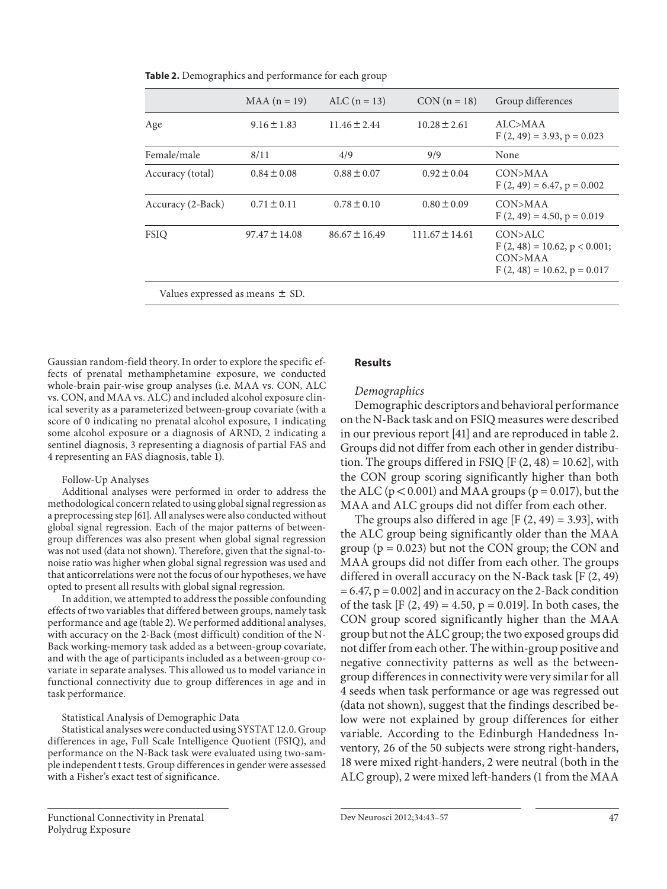**Table 2.** Demographics and performance for each group

| | MAA (n = 19) | ALC (n = 13) | CON (n = 18) | Group differences |
|---|---|---|---|---|
| Age | 9.16 ± 1.83 | 11.46 ± 2.44 | 10.28 ± 2.61 | ALC>MAA $F(2, 49) = 3.93$, $p = 0.023$ |
| Female/male | 8/11 | 4/9 | 9/9 | None |
| Accuracy (total) | 0.84 ± 0.08 | 0.88 ± 0.07 | 0.92 ± 0.04 | CON>MAA $F(2, 49) = 6.47$, $p = 0.002$ |
| Accuracy (2-Back) | 0.71 ± 0.11 | 0.78 ± 0.10 | 0.80 ± 0.09 | CON>MAA $F(2, 49) = 4.50$, $p = 0.019$ |
| FSIQ | 97.47 ± 14.08 | 86.67 ± 16.49 | 111.67 ± 14.61 | CON>ALC $F(2, 48) = 10.62$, $p < 0.001$; CON>MAA $F(2, 48) = 10.62$, $p = 0.017$ |

Values expressed as means ± SD.

Gaussian random-field theory. In order to explore the specific effects of prenatal methamphetamine exposure, we conducted whole-brain pair-wise group analyses (i.e. MAA vs. CON, ALC vs. CON, and MAA vs. ALC) and included alcohol exposure clinical severity as a parameterized between-group covariate (with a score of 0 indicating no prenatal alcohol exposure, 1 indicating some alcohol exposure or a diagnosis of ARND, 2 indicating a sentinel diagnosis, 3 representing a diagnosis of partial FAS and 4 representing an FAS diagnosis, table 1).

Follow-Up Analyses

Additional analyses were performed in order to address the methodological concern related to using global signal regression as a preprocessing step [61]. All analyses were also conducted without global signal regression. Each of the major patterns of between-group differences was also present when global signal regression was not used (data not shown). Therefore, given that the signal-to-noise ratio was higher when global signal regression was used and that anticorrelations were not the focus of our hypotheses, we have opted to present all results with global signal regression.

In addition, we attempted to address the possible confounding effects of two variables that differed between groups, namely task performance and age (table 2). We performed additional analyses, with accuracy on the 2-Back (most difficult) condition of the N-Back working-memory task added as a between-group covariate, and with the age of participants included as a between-group covariate in separate analyses. This allowed us to model variance in functional connectivity due to group differences in age and in task performance.

Statistical Analysis of Demographic Data

Statistical analyses were conducted using SYSTAT 12.0. Group differences in age, Full Scale Intelligence Quotient (FSIQ), and performance on the N-Back task were evaluated using two-sample independent t tests. Group differences in gender were assessed with a Fisher's exact test of significance.

## Results

*Demographics*

Demographic descriptors and behavioral performance on the N-Back task and on FSIQ measures were described in our previous report [41] and are reproduced in table 2. Groups did not differ from each other in gender distribution. The groups differed in FSIQ [$F(2, 48) = 10.62$], with the CON group scoring significantly higher than both the ALC ($p < 0.001$) and MAA groups ($p = 0.017$), but the MAA and ALC groups did not differ from each other.

The groups also differed in age [$F(2, 49) = 3.93$], with the ALC group being significantly older than the MAA group ($p = 0.023$) but not the CON group; the CON and MAA groups did not differ from each other. The groups differed in overall accuracy on the N-Back task [$F(2, 49) = 6.47$, $p = 0.002$] and in accuracy on the 2-Back condition of the task [$F(2, 49) = 4.50$, $p = 0.019$]. In both cases, the CON group scored significantly higher than the MAA group but not the ALC group; the two exposed groups did not differ from each other. The within-group positive and negative connectivity patterns as well as the between-group differences in connectivity were very similar for all 4 seeds when task performance or age was regressed out (data not shown), suggest that the findings described below were not explained by group differences for either variable. According to the Edinburgh Handedness Inventory, 26 of the 50 subjects were strong right-handers, 18 were mixed right-handers, 2 were neutral (both in the ALC group), 2 were mixed left-handers (1 from the MAA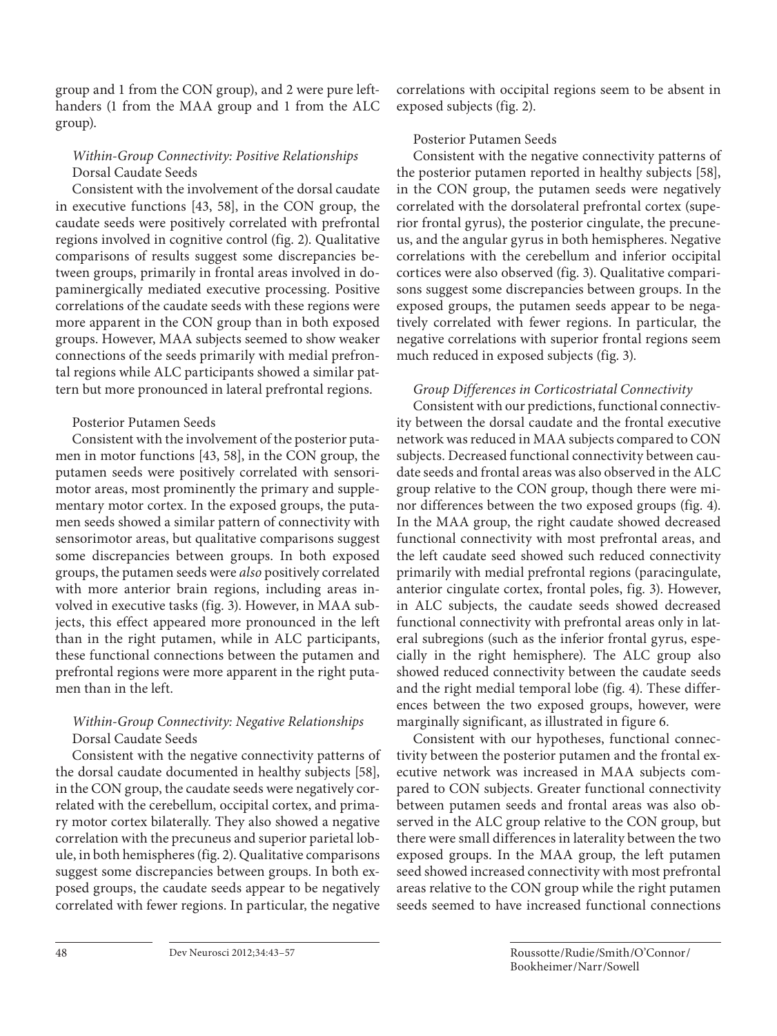group and 1 from the CON group), and 2 were pure left-handers (1 from the MAA group and 1 from the ALC group).

### *Within-Group Connectivity: Positive Relationships*

#### Dorsal Caudate Seeds

Consistent with the involvement of the dorsal caudate in executive functions [43, 58], in the CON group, the caudate seeds were positively correlated with prefrontal regions involved in cognitive control (fig. 2). Qualitative comparisons of results suggest some discrepancies between groups, primarily in frontal areas involved in dopaminergically mediated executive processing. Positive correlations of the caudate seeds with these regions were more apparent in the CON group than in both exposed groups. However, MAA subjects seemed to show weaker connections of the seeds primarily with medial prefrontal regions while ALC participants showed a similar pattern but more pronounced in lateral prefrontal regions.

#### Posterior Putamen Seeds

Consistent with the involvement of the posterior putamen in motor functions [43, 58], in the CON group, the putamen seeds were positively correlated with sensorimotor areas, most prominently the primary and supplementary motor cortex. In the exposed groups, the putamen seeds showed a similar pattern of connectivity with sensorimotor areas, but qualitative comparisons suggest some discrepancies between groups. In both exposed groups, the putamen seeds were *also* positively correlated with more anterior brain regions, including areas involved in executive tasks (fig. 3). However, in MAA subjects, this effect appeared more pronounced in the left than in the right putamen, while in ALC participants, these functional connections between the putamen and prefrontal regions were more apparent in the right putamen than in the left.

### *Within-Group Connectivity: Negative Relationships*

#### Dorsal Caudate Seeds

Consistent with the negative connectivity patterns of the dorsal caudate documented in healthy subjects [58], in the CON group, the caudate seeds were negatively correlated with the cerebellum, occipital cortex, and primary motor cortex bilaterally. They also showed a negative correlation with the precuneus and superior parietal lobule, in both hemispheres (fig. 2). Qualitative comparisons suggest some discrepancies between groups. In both exposed groups, the caudate seeds appear to be negatively correlated with fewer regions. In particular, the negative correlations with occipital regions seem to be absent in exposed subjects (fig. 2).

#### Posterior Putamen Seeds

Consistent with the negative connectivity patterns of the posterior putamen reported in healthy subjects [58], in the CON group, the putamen seeds were negatively correlated with the dorsolateral prefrontal cortex (superior frontal gyrus), the posterior cingulate, the precuneus, and the angular gyrus in both hemispheres. Negative correlations with the cerebellum and inferior occipital cortices were also observed (fig. 3). Qualitative comparisons suggest some discrepancies between groups. In the exposed groups, the putamen seeds appear to be negatively correlated with fewer regions. In particular, the negative correlations with superior frontal regions seem much reduced in exposed subjects (fig. 3).

### *Group Differences in Corticostriatal Connectivity*

Consistent with our predictions, functional connectivity between the dorsal caudate and the frontal executive network was reduced in MAA subjects compared to CON subjects. Decreased functional connectivity between caudate seeds and frontal areas was also observed in the ALC group relative to the CON group, though there were minor differences between the two exposed groups (fig. 4). In the MAA group, the right caudate showed decreased functional connectivity with most prefrontal areas, and the left caudate seed showed such reduced connectivity primarily with medial prefrontal regions (paracingulate, anterior cingulate cortex, frontal poles, fig. 3). However, in ALC subjects, the caudate seeds showed decreased functional connectivity with prefrontal areas only in lateral subregions (such as the inferior frontal gyrus, especially in the right hemisphere). The ALC group also showed reduced connectivity between the caudate seeds and the right medial temporal lobe (fig. 4). These differences between the two exposed groups, however, were marginally significant, as illustrated in figure 6.

Consistent with our hypotheses, functional connectivity between the posterior putamen and the frontal executive network was increased in MAA subjects compared to CON subjects. Greater functional connectivity between putamen seeds and frontal areas was also observed in the ALC group relative to the CON group, but there were small differences in laterality between the two exposed groups. In the MAA group, the left putamen seed showed increased connectivity with most prefrontal areas relative to the CON group while the right putamen seeds seemed to have increased functional connections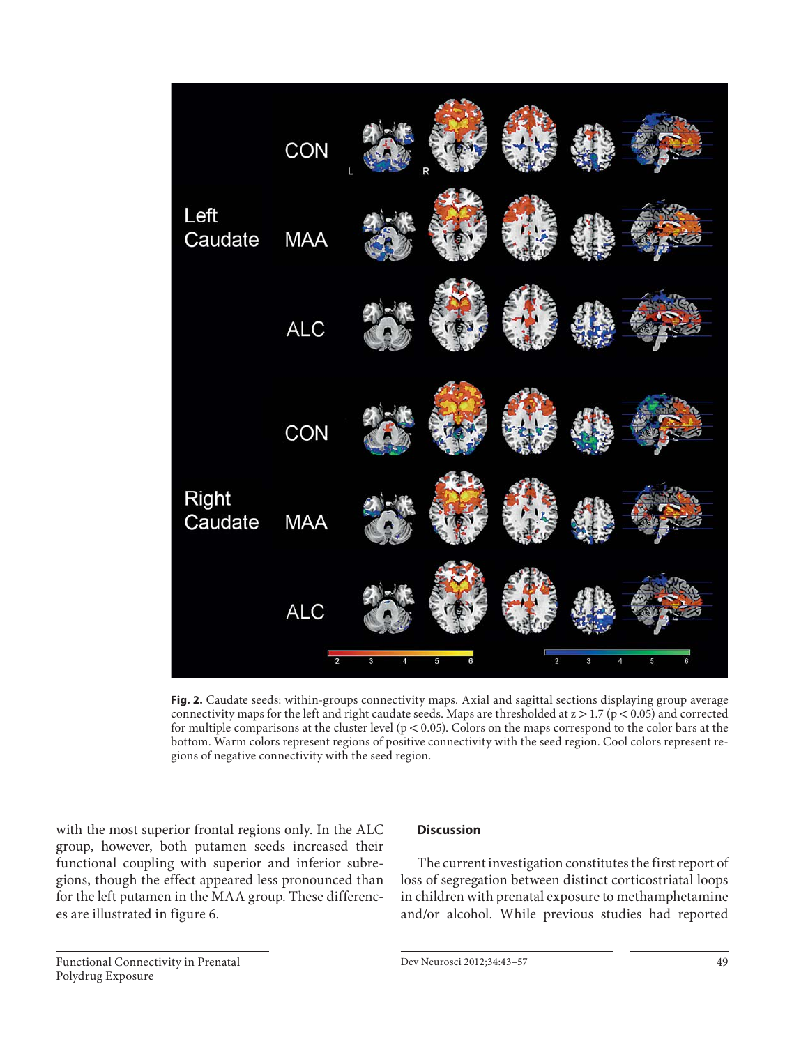**Fig. 2.** Caudate seeds: within-groups connectivity maps. Axial and sagittal sections displaying group average connectivity maps for the left and right caudate seeds. Maps are thresholded at $z > 1.7$ ($p < 0.05$) and corrected for multiple comparisons at the cluster level ($p < 0.05$). Colors on the maps correspond to the color bars at the bottom. Warm colors represent regions of positive connectivity with the seed region. Cool colors represent regions of negative connectivity with the seed region.

with the most superior frontal regions only. In the ALC group, however, both putamen seeds increased their functional coupling with superior and inferior subregions, though the effect appeared less pronounced than for the left putamen in the MAA group. These differences are illustrated in figure 6.

## Discussion

The current investigation constitutes the first report of loss of segregation between distinct corticostriatal loops in children with prenatal exposure to methamphetamine and/or alcohol. While previous studies had reported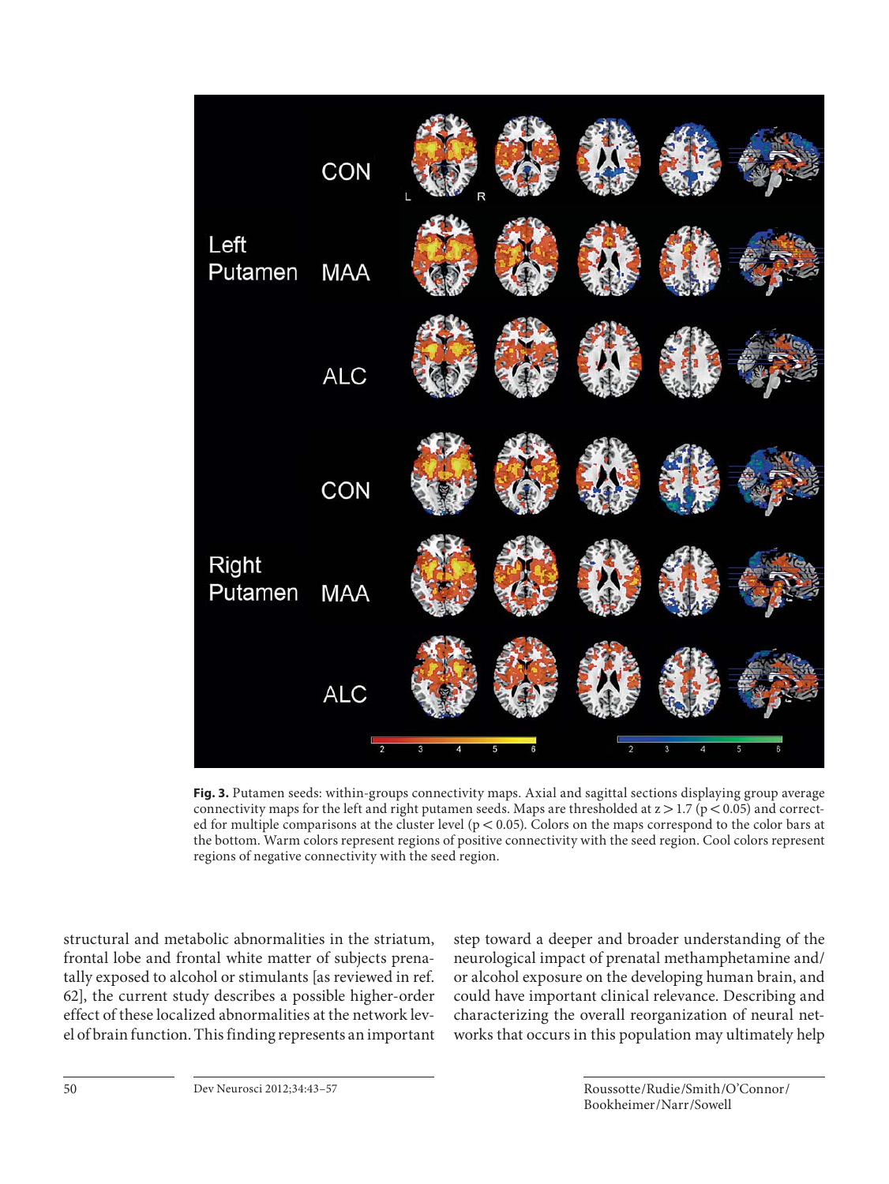**Fig. 3.** Putamen seeds: within-groups connectivity maps. Axial and sagittal sections displaying group average connectivity maps for the left and right putamen seeds. Maps are thresholded at $z > 1.7$ ($p < 0.05$) and corrected for multiple comparisons at the cluster level ($p < 0.05$). Colors on the maps correspond to the color bars at the bottom. Warm colors represent regions of positive connectivity with the seed region. Cool colors represent regions of negative connectivity with the seed region.

structural and metabolic abnormalities in the striatum, frontal lobe and frontal white matter of subjects prenatally exposed to alcohol or stimulants [as reviewed in ref. 62], the current study describes a possible higher-order effect of these localized abnormalities at the network level of brain function. This finding represents an important step toward a deeper and broader understanding of the neurological impact of prenatal methamphetamine and/or alcohol exposure on the developing human brain, and could have important clinical relevance. Describing and characterizing the overall reorganization of neural networks that occurs in this population may ultimately help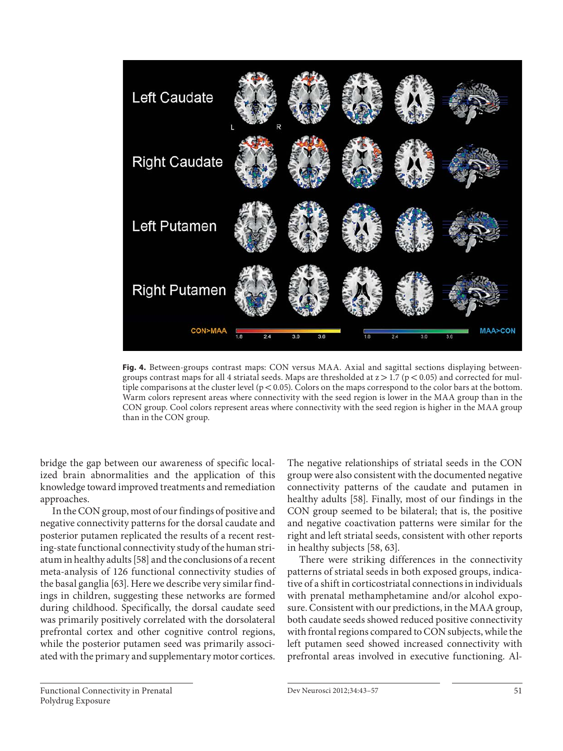**Fig. 4.** Between-groups contrast maps: CON versus MAA. Axial and sagittal sections displaying between-groups contrast maps for all 4 striatal seeds. Maps are thresholded at $z > 1.7$ ($p < 0.05$) and corrected for multiple comparisons at the cluster level ($p < 0.05$). Colors on the maps correspond to the color bars at the bottom. Warm colors represent areas where connectivity with the seed region is lower in the MAA group than in the CON group. Cool colors represent areas where connectivity with the seed region is higher in the MAA group than in the CON group.

bridge the gap between our awareness of specific localized brain abnormalities and the application of this knowledge toward improved treatments and remediation approaches.

In the CON group, most of our findings of positive and negative connectivity patterns for the dorsal caudate and posterior putamen replicated the results of a recent resting-state functional connectivity study of the human striatum in healthy adults [58] and the conclusions of a recent meta-analysis of 126 functional connectivity studies of the basal ganglia [63]. Here we describe very similar findings in children, suggesting these networks are formed during childhood. Specifically, the dorsal caudate seed was primarily positively correlated with the dorsolateral prefrontal cortex and other cognitive control regions, while the posterior putamen seed was primarily associated with the primary and supplementary motor cortices. The negative relationships of striatal seeds in the CON group were also consistent with the documented negative connectivity patterns of the caudate and putamen in healthy adults [58]. Finally, most of our findings in the CON group seemed to be bilateral; that is, the positive and negative coactivation patterns were similar for the right and left striatal seeds, consistent with other reports in healthy subjects [58, 63].

There were striking differences in the connectivity patterns of striatal seeds in both exposed groups, indicative of a shift in corticostriatal connections in individuals with prenatal methamphetamine and/or alcohol exposure. Consistent with our predictions, in the MAA group, both caudate seeds showed reduced positive connectivity with frontal regions compared to CON subjects, while the left putamen seed showed increased connectivity with prefrontal areas involved in executive functioning. Al-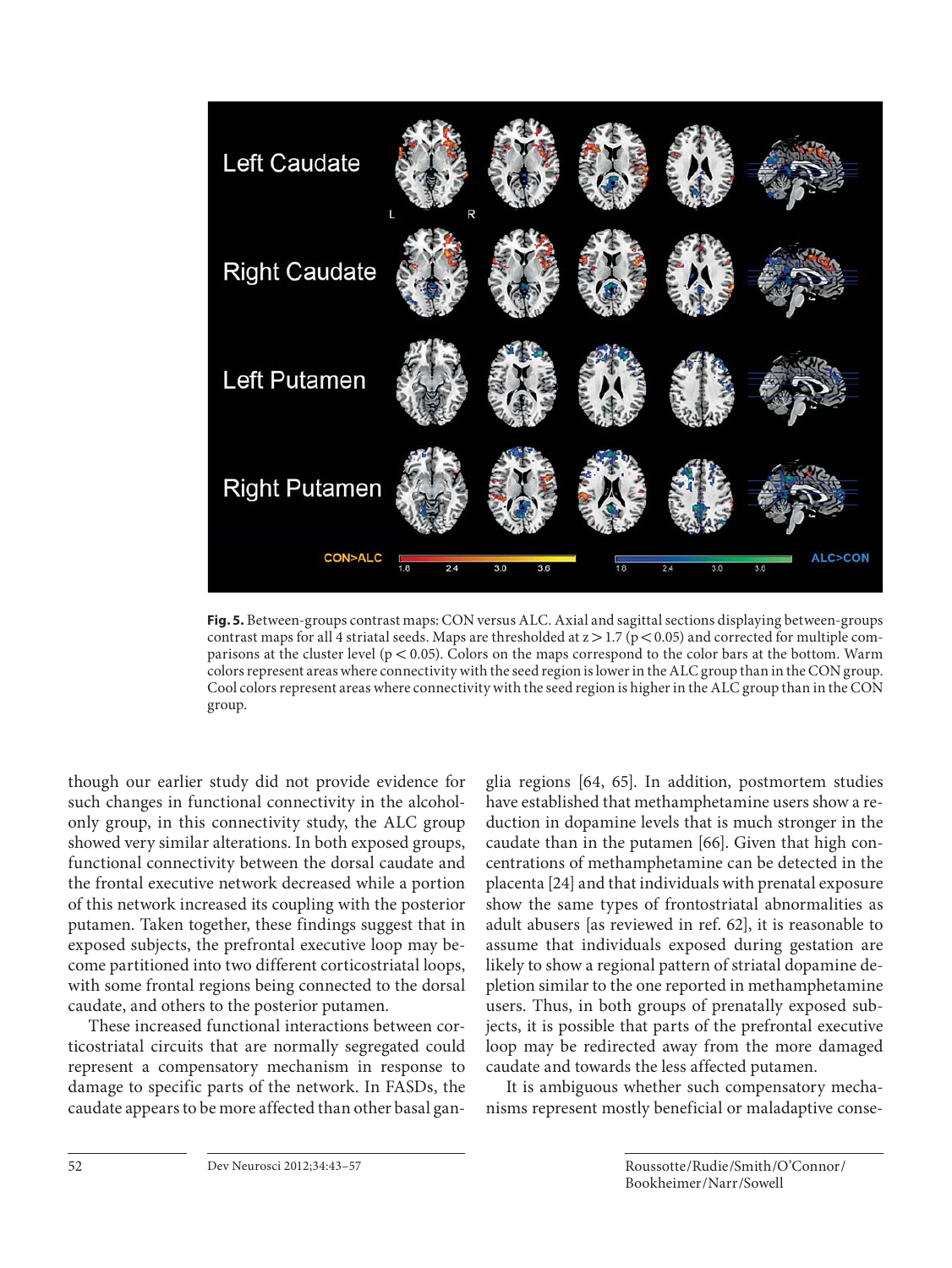**Fig. 5.** Between-groups contrast maps: CON versus ALC. Axial and sagittal sections displaying between-groups contrast maps for all 4 striatal seeds. Maps are thresholded at $z > 1.7$ ($p < 0.05$) and corrected for multiple comparisons at the cluster level ($p < 0.05$). Colors on the maps correspond to the color bars at the bottom. Warm colors represent areas where connectivity with the seed region is lower in the ALC group than in the CON group. Cool colors represent areas where connectivity with the seed region is higher in the ALC group than in the CON group.

though our earlier study did not provide evidence for such changes in functional connectivity in the alcohol-only group, in this connectivity study, the ALC group showed very similar alterations. In both exposed groups, functional connectivity between the dorsal caudate and the frontal executive network decreased while a portion of this network increased its coupling with the posterior putamen. Taken together, these findings suggest that in exposed subjects, the prefrontal executive loop may become partitioned into two different corticostriatal loops, with some frontal regions being connected to the dorsal caudate, and others to the posterior putamen.

These increased functional interactions between corticostriatal circuits that are normally segregated could represent a compensatory mechanism in response to damage to specific parts of the network. In FASDs, the caudate appears to be more affected than other basal ganglia regions [64, 65]. In addition, postmortem studies have established that methamphetamine users show a reduction in dopamine levels that is much stronger in the caudate than in the putamen [66]. Given that high concentrations of methamphetamine can be detected in the placenta [24] and that individuals with prenatal exposure show the same types of frontostriatal abnormalities as adult abusers [as reviewed in ref. 62], it is reasonable to assume that individuals exposed during gestation are likely to show a regional pattern of striatal dopamine depletion similar to the one reported in methamphetamine users. Thus, in both groups of prenatally exposed subjects, it is possible that parts of the prefrontal executive loop may be redirected away from the more damaged caudate and towards the less affected putamen.

It is ambiguous whether such compensatory mechanisms represent mostly beneficial or maladaptive conse-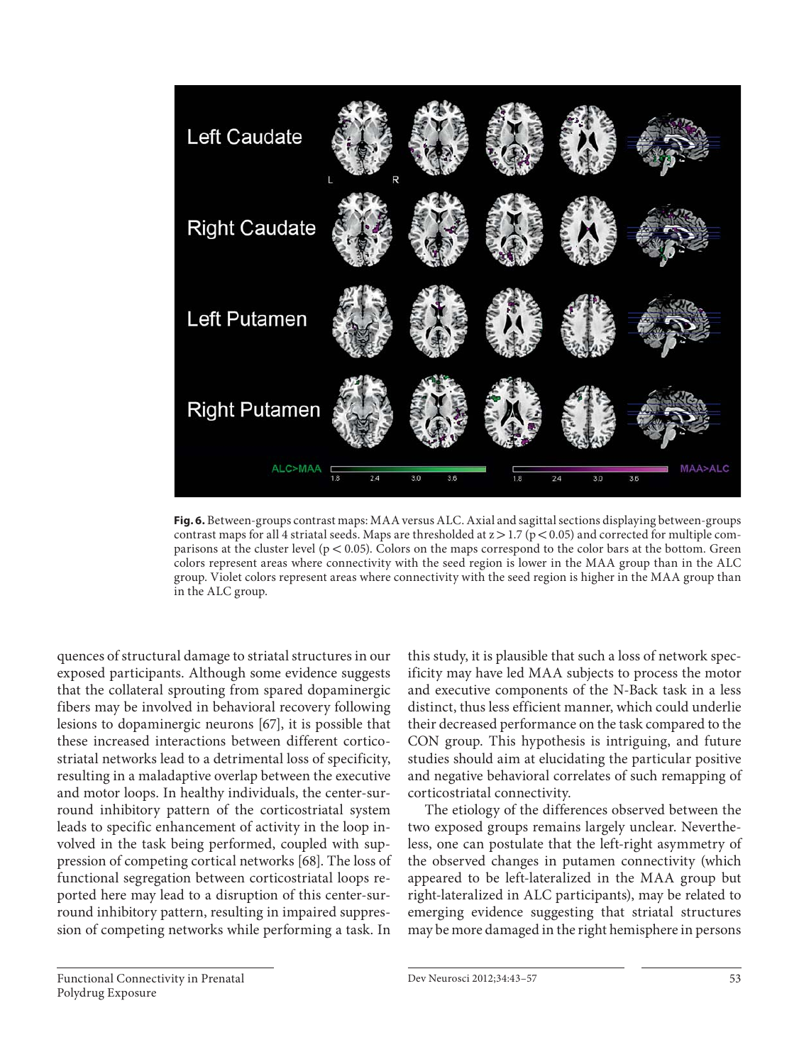**Fig. 6.** Between-groups contrast maps: MAA versus ALC. Axial and sagittal sections displaying between-groups contrast maps for all 4 striatal seeds. Maps are thresholded at $z > 1.7$ ($p < 0.05$) and corrected for multiple comparisons at the cluster level ($p < 0.05$). Colors on the maps correspond to the color bars at the bottom. Green colors represent areas where connectivity with the seed region is lower in the MAA group than in the ALC group. Violet colors represent areas where connectivity with the seed region is higher in the MAA group than in the ALC group.

quences of structural damage to striatal structures in our exposed participants. Although some evidence suggests that the collateral sprouting from spared dopaminergic fibers may be involved in behavioral recovery following lesions to dopaminergic neurons [67], it is possible that these increased interactions between different corticostriatal networks lead to a detrimental loss of specificity, resulting in a maladaptive overlap between the executive and motor loops. In healthy individuals, the center-surround inhibitory pattern of the corticostriatal system leads to specific enhancement of activity in the loop involved in the task being performed, coupled with suppression of competing cortical networks [68]. The loss of functional segregation between corticostriatal loops reported here may lead to a disruption of this center-surround inhibitory pattern, resulting in impaired suppression of competing networks while performing a task. In this study, it is plausible that such a loss of network specificity may have led MAA subjects to process the motor and executive components of the N-Back task in a less distinct, thus less efficient manner, which could underlie their decreased performance on the task compared to the CON group. This hypothesis is intriguing, and future studies should aim at elucidating the particular positive and negative behavioral correlates of such remapping of corticostriatal connectivity.

The etiology of the differences observed between the two exposed groups remains largely unclear. Nevertheless, one can postulate that the left-right asymmetry of the observed changes in putamen connectivity (which appeared to be left-lateralized in the MAA group but right-lateralized in ALC participants), may be related to emerging evidence suggesting that striatal structures may be more damaged in the right hemisphere in persons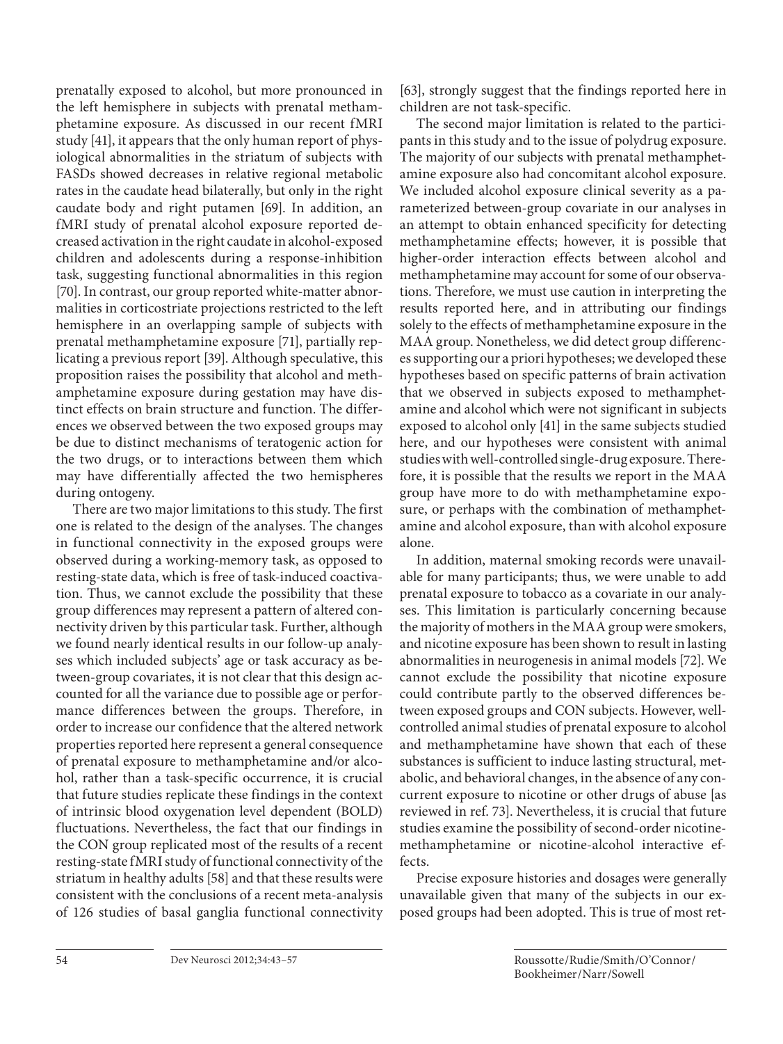prenatally exposed to alcohol, but more pronounced in the left hemisphere in subjects with prenatal methamphetamine exposure. As discussed in our recent fMRI study [41], it appears that the only human report of physiological abnormalities in the striatum of subjects with FASDs showed decreases in relative regional metabolic rates in the caudate head bilaterally, but only in the right caudate body and right putamen [69]. In addition, an fMRI study of prenatal alcohol exposure reported decreased activation in the right caudate in alcohol-exposed children and adolescents during a response-inhibition task, suggesting functional abnormalities in this region [70]. In contrast, our group reported white-matter abnormalities in corticostriate projections restricted to the left hemisphere in an overlapping sample of subjects with prenatal methamphetamine exposure [71], partially replicating a previous report [39]. Although speculative, this proposition raises the possibility that alcohol and methamphetamine exposure during gestation may have distinct effects on brain structure and function. The differences we observed between the two exposed groups may be due to distinct mechanisms of teratogenic action for the two drugs, or to interactions between them which may have differentially affected the two hemispheres during ontogeny.

There are two major limitations to this study. The first one is related to the design of the analyses. The changes in functional connectivity in the exposed groups were observed during a working-memory task, as opposed to resting-state data, which is free of task-induced coactivation. Thus, we cannot exclude the possibility that these group differences may represent a pattern of altered connectivity driven by this particular task. Further, although we found nearly identical results in our follow-up analyses which included subjects' age or task accuracy as between-group covariates, it is not clear that this design accounted for all the variance due to possible age or performance differences between the groups. Therefore, in order to increase our confidence that the altered network properties reported here represent a general consequence of prenatal exposure to methamphetamine and/or alcohol, rather than a task-specific occurrence, it is crucial that future studies replicate these findings in the context of intrinsic blood oxygenation level dependent (BOLD) fluctuations. Nevertheless, the fact that our findings in the CON group replicated most of the results of a recent resting-state fMRI study of functional connectivity of the striatum in healthy adults [58] and that these results were consistent with the conclusions of a recent meta-analysis of 126 studies of basal ganglia functional connectivity [63], strongly suggest that the findings reported here in children are not task-specific.

The second major limitation is related to the participants in this study and to the issue of polydrug exposure. The majority of our subjects with prenatal methamphetamine exposure also had concomitant alcohol exposure. We included alcohol exposure clinical severity as a parameterized between-group covariate in our analyses in an attempt to obtain enhanced specificity for detecting methamphetamine effects; however, it is possible that higher-order interaction effects between alcohol and methamphetamine may account for some of our observations. Therefore, we must use caution in interpreting the results reported here, and in attributing our findings solely to the effects of methamphetamine exposure in the MAA group. Nonetheless, we did detect group differences supporting our a priori hypotheses; we developed these hypotheses based on specific patterns of brain activation that we observed in subjects exposed to methamphetamine and alcohol which were not significant in subjects exposed to alcohol only [41] in the same subjects studied here, and our hypotheses were consistent with animal studies with well-controlled single-drug exposure. Therefore, it is possible that the results we report in the MAA group have more to do with methamphetamine exposure, or perhaps with the combination of methamphetamine and alcohol exposure, than with alcohol exposure alone.

In addition, maternal smoking records were unavailable for many participants; thus, we were unable to add prenatal exposure to tobacco as a covariate in our analyses. This limitation is particularly concerning because the majority of mothers in the MAA group were smokers, and nicotine exposure has been shown to result in lasting abnormalities in neurogenesis in animal models [72]. We cannot exclude the possibility that nicotine exposure could contribute partly to the observed differences between exposed groups and CON subjects. However, well-controlled animal studies of prenatal exposure to alcohol and methamphetamine have shown that each of these substances is sufficient to induce lasting structural, metabolic, and behavioral changes, in the absence of any concurrent exposure to nicotine or other drugs of abuse [as reviewed in ref. 73]. Nevertheless, it is crucial that future studies examine the possibility of second-order nicotine-methamphetamine or nicotine-alcohol interactive effects.

Precise exposure histories and dosages were generally unavailable given that many of the subjects in our exposed groups had been adopted. This is true of most ret-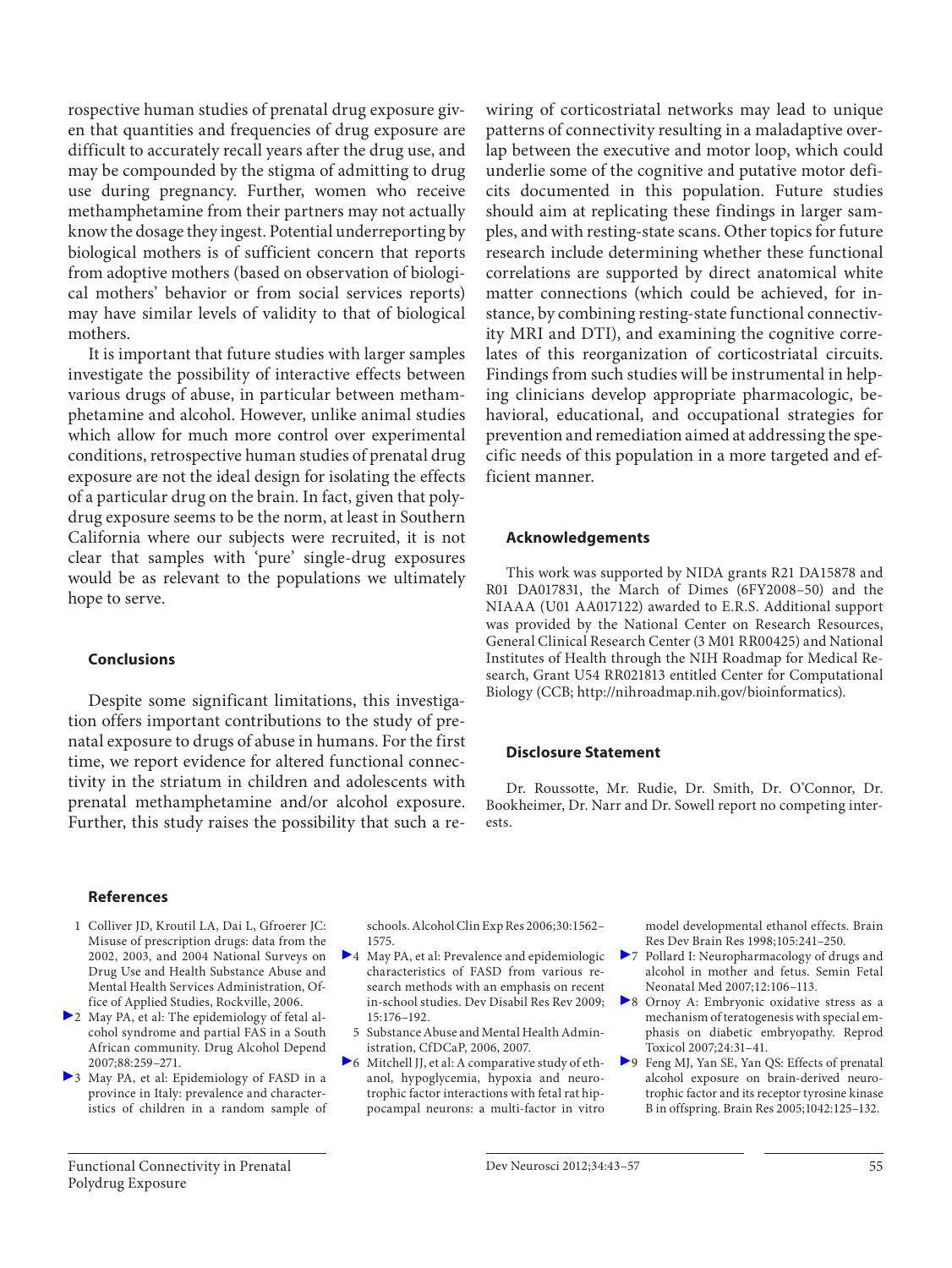rospective human studies of prenatal drug exposure given that quantities and frequencies of drug exposure are difficult to accurately recall years after the drug use, and may be compounded by the stigma of admitting to drug use during pregnancy. Further, women who receive methamphetamine from their partners may not actually know the dosage they ingest. Potential underreporting by biological mothers is of sufficient concern that reports from adoptive mothers (based on observation of biological mothers' behavior or from social services reports) may have similar levels of validity to that of biological mothers.

It is important that future studies with larger samples investigate the possibility of interactive effects between various drugs of abuse, in particular between methamphetamine and alcohol. However, unlike animal studies which allow for much more control over experimental conditions, retrospective human studies of prenatal drug exposure are not the ideal design for isolating the effects of a particular drug on the brain. In fact, given that polydrug exposure seems to be the norm, at least in Southern California where our subjects were recruited, it is not clear that samples with 'pure' single-drug exposures would be as relevant to the populations we ultimately hope to serve.

## Conclusions

Despite some significant limitations, this investigation offers important contributions to the study of prenatal exposure to drugs of abuse in humans. For the first time, we report evidence for altered functional connectivity in the striatum in children and adolescents with prenatal methamphetamine and/or alcohol exposure. Further, this study raises the possibility that such a rewiring of corticostriatal networks may lead to unique patterns of connectivity resulting in a maladaptive overlap between the executive and motor loop, which could underlie some of the cognitive and putative motor deficits documented in this population. Future studies should aim at replicating these findings in larger samples, and with resting-state scans. Other topics for future research include determining whether these functional correlations are supported by direct anatomical white matter connections (which could be achieved, for instance, by combining resting-state functional connectivity MRI and DTI), and examining the cognitive correlates of this reorganization of corticostriatal circuits. Findings from such studies will be instrumental in helping clinicians develop appropriate pharmacologic, behavioral, educational, and occupational strategies for prevention and remediation aimed at addressing the specific needs of this population in a more targeted and efficient manner.

## Acknowledgements

This work was supported by NIDA grants R21 DA15878 and R01 DA017831, the March of Dimes (6FY2008–50) and the NIAAA (U01 AA017122) awarded to E.R.S. Additional support was provided by the National Center on Research Resources, General Clinical Research Center (3 M01 RR00425) and National Institutes of Health through the NIH Roadmap for Medical Research, Grant U54 RR021813 entitled Center for Computational Biology (CCB; http://nihroadmap.nih.gov/bioinformatics).

## Disclosure Statement

Dr. Roussotte, Mr. Rudie, Dr. Smith, Dr. O'Connor, Dr. Bookheimer, Dr. Narr and Dr. Sowell report no competing interests.

## References

1. Colliver JD, Kroutil LA, Dai L, Gfroerer JC: Misuse of prescription drugs: data from the 2002, 2003, and 2004 National Surveys on Drug Use and Health Substance Abuse and Mental Health Services Administration, Office of Applied Studies, Rockville, 2006.
2. May PA, et al: The epidemiology of fetal alcohol syndrome and partial FAS in a South African community. Drug Alcohol Depend 2007;88:259–271.
3. May PA, et al: Epidemiology of FASD in a province in Italy: prevalence and characteristics of children in a random sample of schools. Alcohol Clin Exp Res 2006;30:1562–1575.
4. May PA, et al: Prevalence and epidemiologic characteristics of FASD from various research methods with an emphasis on recent in-school studies. Dev Disabil Res Rev 2009;15:176–192.
5. Substance Abuse and Mental Health Administration, CfDCaP, 2006, 2007.
6. Mitchell JJ, et al: A comparative study of ethanol, hypoglycemia, hypoxia and neurotrophic factor interactions with fetal rat hippocampal neurons: a multi-factor in vitro model developmental ethanol effects. Brain Res Dev Brain Res 1998;105:241–250.
7. Pollard I: Neuropharmacology of drugs and alcohol in mother and fetus. Semin Fetal Neonatal Med 2007;12:106–113.
8. Ornoy A: Embryonic oxidative stress as a mechanism of teratogenesis with special emphasis on diabetic embryopathy. Reprod Toxicol 2007;24:31–41.
9. Feng MJ, Yan SE, Yan QS: Effects of prenatal alcohol exposure on brain-derived neurotrophic factor and its receptor tyrosine kinase B in offspring. Brain Res 2005;1042:125–132.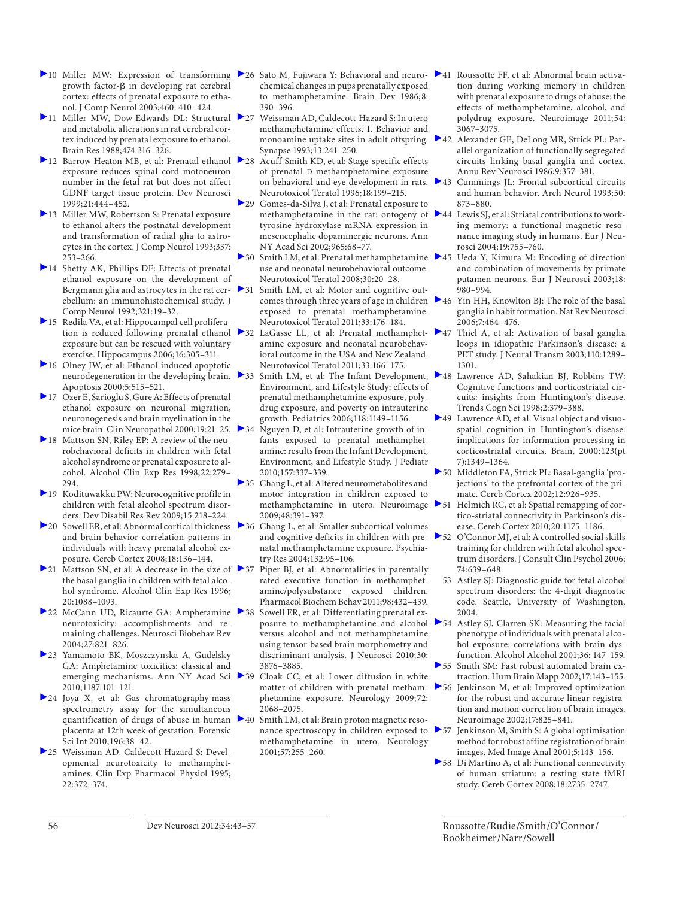10 Miller MW: Expression of transforming growth factor-β in developing rat cerebral cortex: effects of prenatal exposure to ethanol. J Comp Neurol 2003;460: 410–424.

11 Miller MW, Dow-Edwards DL: Structural and metabolic alterations in rat cerebral cortex induced by prenatal exposure to ethanol. Brain Res 1988;474:316–326.

12 Barrow Heaton MB, et al: Prenatal ethanol exposure reduces spinal cord motoneuron number in the fetal rat but does not affect GDNF target tissue protein. Dev Neurosci 1999;21:444–452.

13 Miller MW, Robertson S: Prenatal exposure to ethanol alters the postnatal development and transformation of radial glia to astrocytes in the cortex. J Comp Neurol 1993;337: 253–266.

14 Shetty AK, Phillips DE: Effects of prenatal ethanol exposure on the development of Bergmann glia and astrocytes in the rat cerebellum: an immunohistochemical study. J Comp Neurol 1992;321:19–32.

15 Redila VA, et al: Hippocampal cell proliferation is reduced following prenatal ethanol exposure but can be rescued with voluntary exercise. Hippocampus 2006;16:305–311.

16 Olney JW, et al: Ethanol-induced apoptotic neurodegeneration in the developing brain. Apoptosis 2000;5:515–521.

17 Ozer E, Sarioglu S, Gure A: Effects of prenatal ethanol exposure on neuronal migration, neuronogenesis and brain myelination in the mice brain. Clin Neuropathol 2000;19:21–25.

18 Mattson SN, Riley EP: A review of the neurobehavioral deficits in children with fetal alcohol syndrome or prenatal exposure to alcohol. Alcohol Clin Exp Res 1998;22:279–294.

19 Kodituwakku PW: Neurocognitive profile in children with fetal alcohol spectrum disorders. Dev Disabil Res Rev 2009;15:218–224.

20 Sowell ER, et al: Abnormal cortical thickness and brain-behavior correlation patterns in individuals with heavy prenatal alcohol exposure. Cereb Cortex 2008;18:136–144.

21 Mattson SN, et al: A decrease in the size of the basal ganglia in children with fetal alcohol syndrome. Alcohol Clin Exp Res 1996; 20:1088–1093.

22 McCann UD, Ricaurte GA: Amphetamine neurotoxicity: accomplishments and remaining challenges. Neurosci Biobehav Rev 2004;27:821–826.

23 Yamamoto BK, Moszczynska A, Gudelsky GA: Amphetamine toxicities: classical and emerging mechanisms. Ann NY Acad Sci 2010;1187:101–121.

24 Joya X, et al: Gas chromatography-mass spectrometry assay for the simultaneous quantification of drugs of abuse in human placenta at 12th week of gestation. Forensic Sci Int 2010;196:38–42.

25 Weissman AD, Caldecott-Hazard S: Developmental neurotoxicity to methamphetamines. Clin Exp Pharmacol Physiol 1995; 22:372–374.

26 Sato M, Fujiwara Y: Behavioral and neurochemical changes in pups prenatally exposed to methamphetamine. Brain Dev 1986;8: 390–396.

27 Weissman AD, Caldecott-Hazard S: In utero methamphetamine effects. I. Behavior and monoamine uptake sites in adult offspring. Synapse 1993;13:241–250.

28 Acuff-Smith KD, et al: Stage-specific effects of prenatal D-methamphetamine exposure on behavioral and eye development in rats. Neurotoxicol Teratol 1996;18:199–215.

29 Gomes-da-Silva J, et al: Prenatal exposure to methamphetamine in the rat: ontogeny of tyrosine hydroxylase mRNA expression in mesencephalic dopaminergic neurons. Ann NY Acad Sci 2002;965:68–77.

30 Smith LM, et al: Prenatal methamphetamine use and neonatal neurobehavioral outcome. Neurotoxicol Teratol 2008;30:20–28.

31 Smith LM, et al: Motor and cognitive outcomes through three years of age in children exposed to prenatal methamphetamine. Neurotoxicol Teratol 2011;33:176–184.

32 LaGasse LL, et al: Prenatal methamphetamine exposure and neonatal neurobehavioral outcome in the USA and New Zealand. Neurotoxicol Teratol 2011;33:166–175.

33 Smith LM, et al: The Infant Development, Environment, and Lifestyle Study: effects of prenatal methamphetamine exposure, polydrug exposure, and poverty on intrauterine growth. Pediatrics 2006;118:1149–1156.

34 Nguyen D, et al: Intrauterine growth of infants exposed to prenatal methamphetamine: results from the Infant Development, Environment, and Lifestyle Study. J Pediatr 2010;157:337–339.

35 Chang L, et al: Altered neurometabolites and motor integration in children exposed to methamphetamine in utero. Neuroimage 2009;48:391–397.

36 Chang L, et al: Smaller subcortical volumes and cognitive deficits in children with prenatal methamphetamine exposure. Psychiatry Res 2004;132:95–106.

37 Piper BJ, et al: Abnormalities in parentally rated executive function in methamphetamine/polysubstance exposed children. Pharmacol Biochem Behav 2011;98:432–439.

38 Sowell ER, et al: Differentiating prenatal exposure to methamphetamine and alcohol versus alcohol and not methamphetamine using tensor-based brain morphometry and discriminant analysis. J Neurosci 2010;30: 3876–3885.

39 Cloak CC, et al: Lower diffusion in white matter of children with prenatal methamphetamine exposure. Neurology 2009;72: 2068–2075.

40 Smith LM, et al: Brain proton magnetic resonance spectroscopy in children exposed to methamphetamine in utero. Neurology 2001;57:255–260.

41 Roussotte FF, et al: Abnormal brain activation during working memory in children with prenatal exposure to drugs of abuse: the effects of methamphetamine, alcohol, and polydrug exposure. Neuroimage 2011;54: 3067–3075.

42 Alexander GE, DeLong MR, Strick PL: Parallel organization of functionally segregated circuits linking basal ganglia and cortex. Annu Rev Neurosci 1986;9:357–381.

43 Cummings JL: Frontal-subcortical circuits and human behavior. Arch Neurol 1993;50: 873–880.

44 Lewis SJ, et al: Striatal contributions to working memory: a functional magnetic resonance imaging study in humans. Eur J Neurosci 2004;19:755–760.

45 Ueda Y, Kimura M: Encoding of direction and combination of movements by primate putamen neurons. Eur J Neurosci 2003;18: 980–994.

46 Yin HH, Knowlton BJ: The role of the basal ganglia in habit formation. Nat Rev Neurosci 2006;7:464–476.

47 Thiel A, et al: Activation of basal ganglia loops in idiopathic Parkinson's disease: a PET study. J Neural Transm 2003;110:1289–1301.

48 Lawrence AD, Sahakian BJ, Robbins TW: Cognitive functions and corticostriatal circuits: insights from Huntington's disease. Trends Cogn Sci 1998;2:379–388.

49 Lawrence AD, et al: Visual object and visuospatial cognition in Huntington's disease: implications for information processing in corticostriatal circuits. Brain, 2000;123(pt 7):1349–1364.

50 Middleton FA, Strick PL: Basal-ganglia 'projections' to the prefrontal cortex of the primate. Cereb Cortex 2002;12:926–935.

51 Helmich RC, et al: Spatial remapping of cortico-striatal connectivity in Parkinson's disease. Cereb Cortex 2010;20:1175–1186.

52 O'Connor MJ, et al: A controlled social skills training for children with fetal alcohol spectrum disorders. J Consult Clin Psychol 2006; 74:639–648.

53 Astley SJ: Diagnostic guide for fetal alcohol spectrum disorders: the 4-digit diagnostic code. Seattle, University of Washington, 2004.

54 Astley SJ, Clarren SK: Measuring the facial phenotype of individuals with prenatal alcohol exposure: correlations with brain dysfunction. Alcohol Alcohol 2001;36: 147–159.

55 Smith SM: Fast robust automated brain extraction. Hum Brain Mapp 2002;17:143–155.

56 Jenkinson M, et al: Improved optimization for the robust and accurate linear registration and motion correction of brain images. Neuroimage 2002;17:825–841.

57 Jenkinson M, Smith S: A global optimisation method for robust affine registration of brain images. Med Image Anal 2001;5:143–156.

58 Di Martino A, et al: Functional connectivity of human striatum: a resting state fMRI study. Cereb Cortex 2008;18:2735–2747.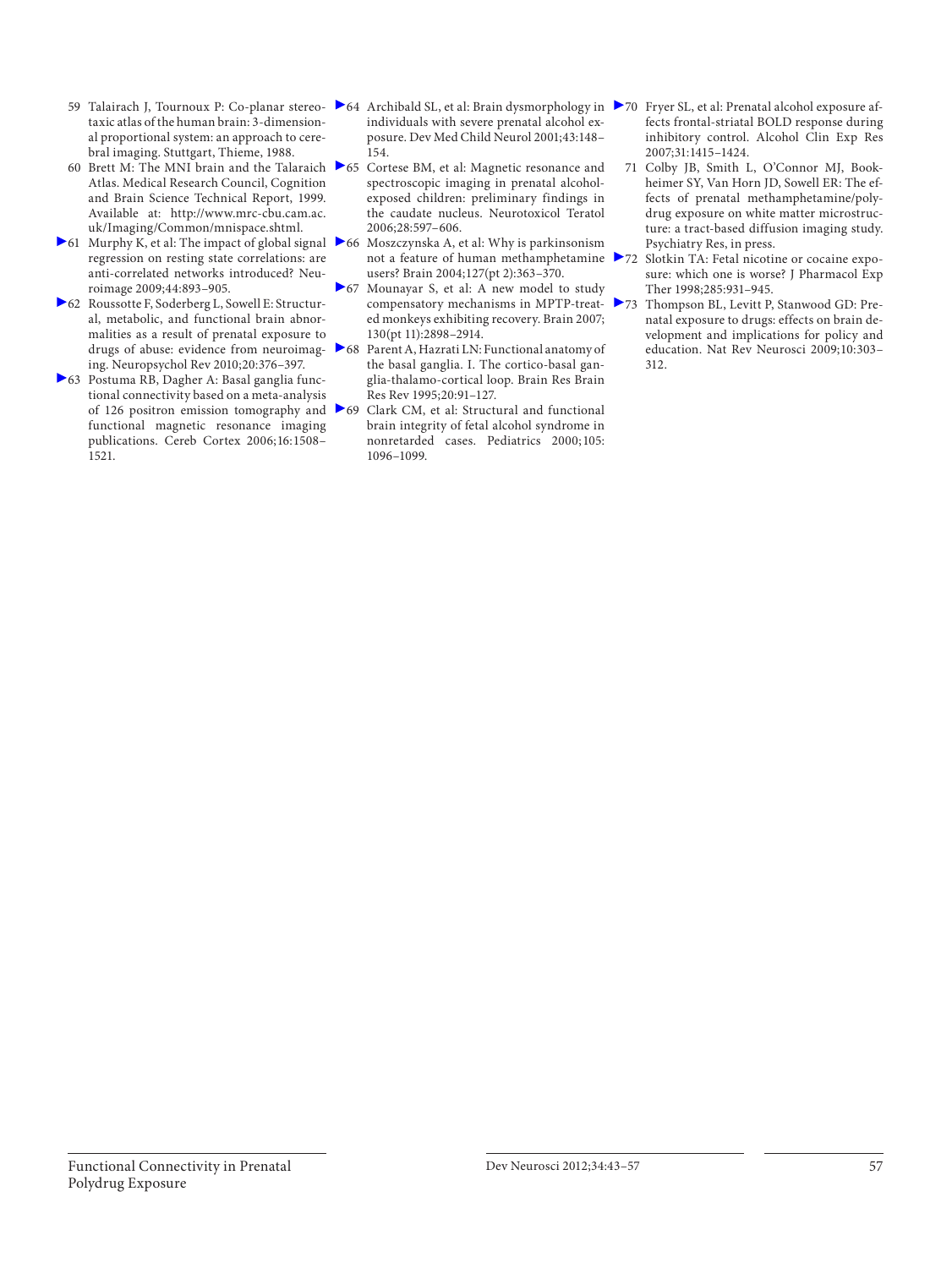59 Talairach J, Tournoux P: Co-planar stereotaxic atlas of the human brain: 3-dimensional proportional system: an approach to cerebral imaging. Stuttgart, Thieme, 1988.

60 Brett M: The MNI brain and the Talaraich Atlas. Medical Research Council, Cognition and Brain Science Technical Report, 1999. Available at: http://www.mrc-cbu.cam.ac.uk/Imaging/Common/mnispace.shtml.

61 Murphy K, et al: The impact of global signal regression on resting state correlations: are anti-correlated networks introduced? Neuroimage 2009;44:893–905.

62 Roussotte F, Soderberg L, Sowell E: Structural, metabolic, and functional brain abnormalities as a result of prenatal exposure to drugs of abuse: evidence from neuroimaging. Neuropsychol Rev 2010;20:376–397.

63 Postuma RB, Dagher A: Basal ganglia functional connectivity based on a meta-analysis of 126 positron emission tomography and functional magnetic resonance imaging publications. Cereb Cortex 2006;16:1508–1521.

64 Archibald SL, et al: Brain dysmorphology in individuals with severe prenatal alcohol exposure. Dev Med Child Neurol 2001;43:148–154.

65 Cortese BM, et al: Magnetic resonance and spectroscopic imaging in prenatal alcohol-exposed children: preliminary findings in the caudate nucleus. Neurotoxicol Teratol 2006;28:597–606.

66 Moszczynska A, et al: Why is parkinsonism not a feature of human methamphetamine users? Brain 2004;127(pt 2):363–370.

67 Mounayar S, et al: A new model to study compensatory mechanisms in MPTP-treated monkeys exhibiting recovery. Brain 2007; 130(pt 11):2898–2914.

68 Parent A, Hazrati LN: Functional anatomy of the basal ganglia. I. The cortico-basal ganglia-thalamo-cortical loop. Brain Res Brain Res Rev 1995;20:91–127.

69 Clark CM, et al: Structural and functional brain integrity of fetal alcohol syndrome in nonretarded cases. Pediatrics 2000;105:1096–1099.

70 Fryer SL, et al: Prenatal alcohol exposure affects frontal-striatal BOLD response during inhibitory control. Alcohol Clin Exp Res 2007;31:1415–1424.

71 Colby JB, Smith L, O'Connor MJ, Bookheimer SY, Van Horn JD, Sowell ER: The effects of prenatal methamphetamine/polydrug exposure on white matter microstructure: a tract-based diffusion imaging study. Psychiatry Res, in press.

72 Slotkin TA: Fetal nicotine or cocaine exposure: which one is worse? J Pharmacol Exp Ther 1998;285:931–945.

73 Thompson BL, Levitt P, Stanwood GD: Prenatal exposure to drugs: effects on brain development and implications for policy and education. Nat Rev Neurosci 2009;10:303–312.